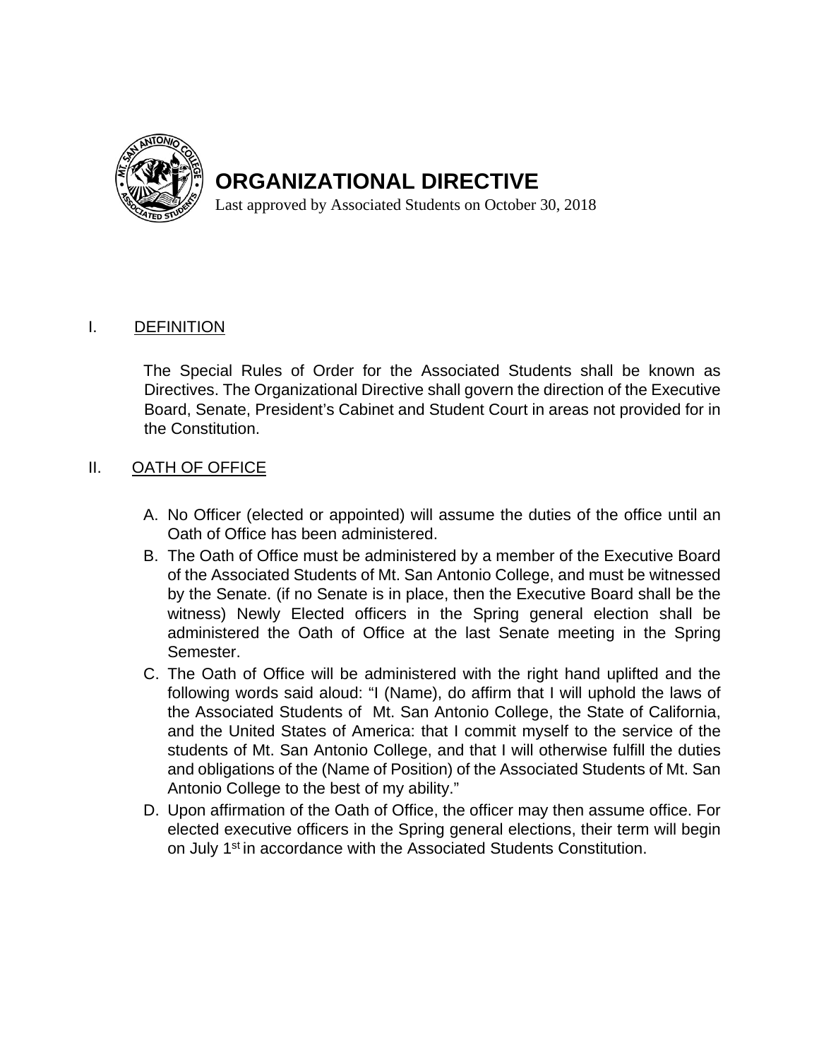# ORGANIZATIONAL DIRECTIVE

Last approved by Associated Students on October 30, 2018

## I. DEFINITION

The Special Rules of Order for the Associated Students shall be known as Directives. The Organizational Directive shall govern the direction of the Executive Board, Senate, President's Cabinet and Student Court in areas not provided for in the Constitution.

## II. OATH OF OFFICE

A. No Officer (elected or appointed) will assume the duties of the office until an Oath of Office has been administered.

B. The Oath of Office must be administered by a member of the Executive Board of the Associated Students of Mt. San Antonio College, and must be witnessed by the Senate. (if no Senate is in place, then the Executive Board shall be the witness) Newly Elected officers in the Spring general election shall be administered the Oath of Office at the last Senate meeting in the Spring Semester.

C. The Oath of Office will be administered with the right hand uplifted and the following words said aloud: "I (Name), do affirm that I will uphold the laws of the Associated Students of Mt. San Antonio College, the State of California, and the United States of America: that I commit myself to the service of the students of Mt. San Antonio College, and that I will otherwise fulfill the duties and obligations of the (Name of Position) of the Associated Students of Mt. San Antonio College to the best of my ability."

D. Upon affirmation of the Oath of Office, the officer may then assume office. For elected executive officers in the Spring general elections, their term will begin on July 1st in accordance with the Associated Students Constitution.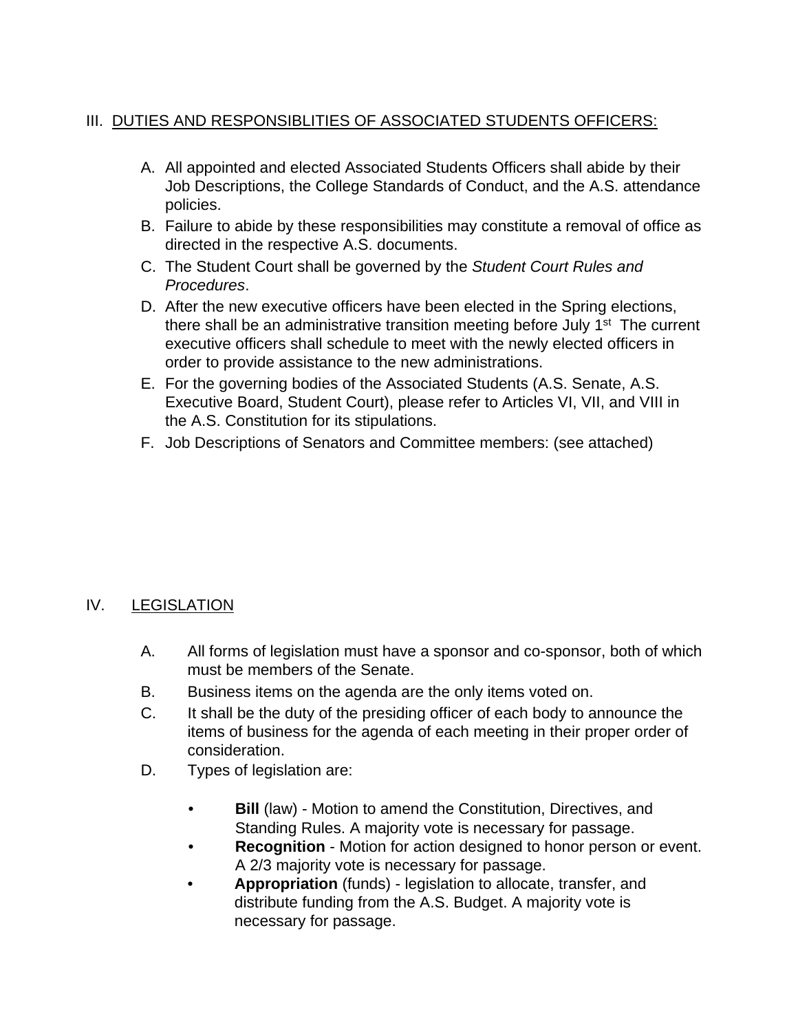## III. DUTIES AND RESPONSIBLITIES OF ASSOCIATED STUDENTS OFFICERS:

A. All appointed and elected Associated Students Officers shall abide by their Job Descriptions, the College Standards of Conduct, and the A.S. attendance policies.
B. Failure to abide by these responsibilities may constitute a removal of office as directed in the respective A.S. documents.
C. The Student Court shall be governed by the *Student Court Rules and Procedures*.
D. After the new executive officers have been elected in the Spring elections, there shall be an administrative transition meeting before July 1st The current executive officers shall schedule to meet with the newly elected officers in order to provide assistance to the new administrations.
E. For the governing bodies of the Associated Students (A.S. Senate, A.S. Executive Board, Student Court), please refer to Articles VI, VII, and VIII in the A.S. Constitution for its stipulations.
F. Job Descriptions of Senators and Committee members: (see attached)

## IV. LEGISLATION

A. All forms of legislation must have a sponsor and co-sponsor, both of which must be members of the Senate.
B. Business items on the agenda are the only items voted on.
C. It shall be the duty of the presiding officer of each body to announce the items of business for the agenda of each meeting in their proper order of consideration.
D. Types of legislation are:

- **Bill** (law) - Motion to amend the Constitution, Directives, and Standing Rules. A majority vote is necessary for passage.
- **Recognition** - Motion for action designed to honor person or event. A 2/3 majority vote is necessary for passage.
- **Appropriation** (funds) - legislation to allocate, transfer, and distribute funding from the A.S. Budget. A majority vote is necessary for passage.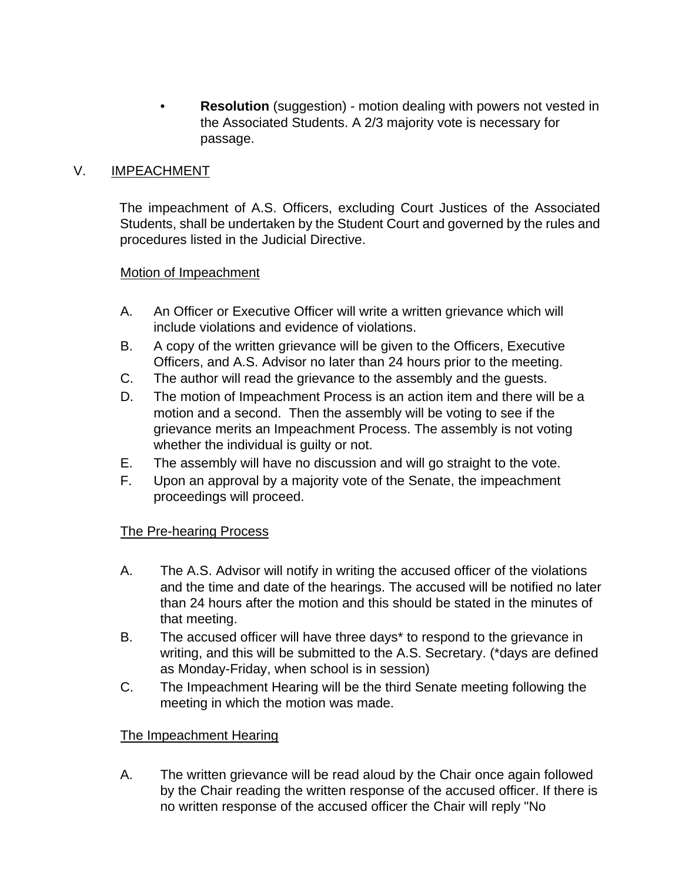- **Resolution** (suggestion) - motion dealing with powers not vested in the Associated Students. A 2/3 majority vote is necessary for passage.

## V. IMPEACHMENT

The impeachment of A.S. Officers, excluding Court Justices of the Associated Students, shall be undertaken by the Student Court and governed by the rules and procedures listed in the Judicial Directive.

### Motion of Impeachment

A. An Officer or Executive Officer will write a written grievance which will include violations and evidence of violations.

B. A copy of the written grievance will be given to the Officers, Executive Officers, and A.S. Advisor no later than 24 hours prior to the meeting.

C. The author will read the grievance to the assembly and the guests.

D. The motion of Impeachment Process is an action item and there will be a motion and a second. Then the assembly will be voting to see if the grievance merits an Impeachment Process. The assembly is not voting whether the individual is guilty or not.

E. The assembly will have no discussion and will go straight to the vote.

F. Upon an approval by a majority vote of the Senate, the impeachment proceedings will proceed.

### The Pre-hearing Process

A. The A.S. Advisor will notify in writing the accused officer of the violations and the time and date of the hearings. The accused will be notified no later than 24 hours after the motion and this should be stated in the minutes of that meeting.

B. The accused officer will have three days* to respond to the grievance in writing, and this will be submitted to the A.S. Secretary. (*days are defined as Monday-Friday, when school is in session)

C. The Impeachment Hearing will be the third Senate meeting following the meeting in which the motion was made.

### The Impeachment Hearing

A. The written grievance will be read aloud by the Chair once again followed by the Chair reading the written response of the accused officer. If there is no written response of the accused officer the Chair will reply "No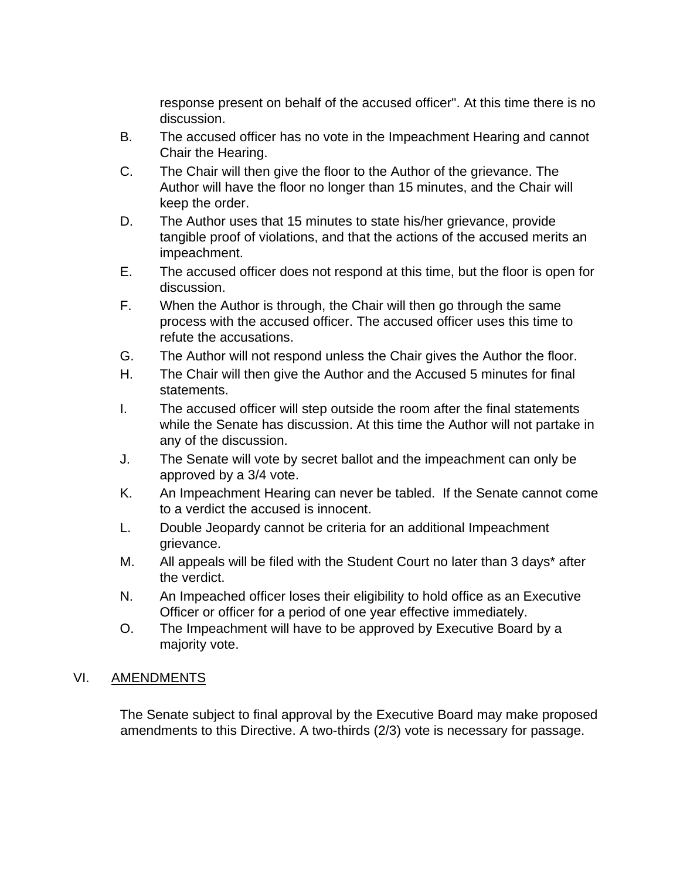response present on behalf of the accused officer". At this time there is no discussion.

B. The accused officer has no vote in the Impeachment Hearing and cannot Chair the Hearing.

C. The Chair will then give the floor to the Author of the grievance. The Author will have the floor no longer than 15 minutes, and the Chair will keep the order.

D. The Author uses that 15 minutes to state his/her grievance, provide tangible proof of violations, and that the actions of the accused merits an impeachment.

E. The accused officer does not respond at this time, but the floor is open for discussion.

F. When the Author is through, the Chair will then go through the same process with the accused officer. The accused officer uses this time to refute the accusations.

G. The Author will not respond unless the Chair gives the Author the floor.

H. The Chair will then give the Author and the Accused 5 minutes for final statements.

I. The accused officer will step outside the room after the final statements while the Senate has discussion. At this time the Author will not partake in any of the discussion.

J. The Senate will vote by secret ballot and the impeachment can only be approved by a 3/4 vote.

K. An Impeachment Hearing can never be tabled. If the Senate cannot come to a verdict the accused is innocent.

L. Double Jeopardy cannot be criteria for an additional Impeachment grievance.

M. All appeals will be filed with the Student Court no later than 3 days* after the verdict.

N. An Impeached officer loses their eligibility to hold office as an Executive Officer or officer for a period of one year effective immediately.

O. The Impeachment will have to be approved by Executive Board by a majority vote.

## VI. AMENDMENTS

The Senate subject to final approval by the Executive Board may make proposed amendments to this Directive. A two-thirds (2/3) vote is necessary for passage.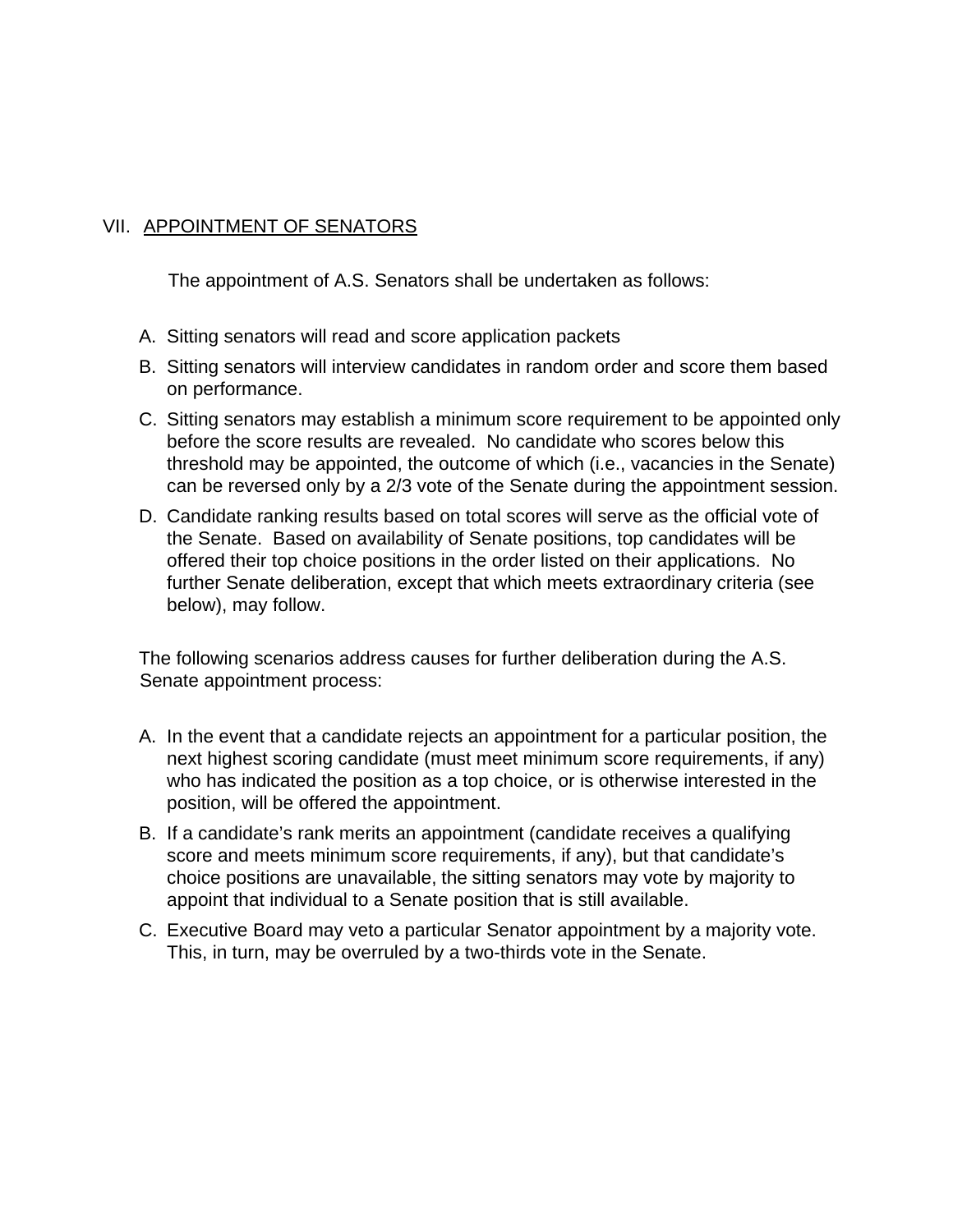## VII. APPOINTMENT OF SENATORS

The appointment of A.S. Senators shall be undertaken as follows:

A. Sitting senators will read and score application packets
B. Sitting senators will interview candidates in random order and score them based on performance.
C. Sitting senators may establish a minimum score requirement to be appointed only before the score results are revealed. No candidate who scores below this threshold may be appointed, the outcome of which (i.e., vacancies in the Senate) can be reversed only by a 2/3 vote of the Senate during the appointment session.
D. Candidate ranking results based on total scores will serve as the official vote of the Senate. Based on availability of Senate positions, top candidates will be offered their top choice positions in the order listed on their applications. No further Senate deliberation, except that which meets extraordinary criteria (see below), may follow.

The following scenarios address causes for further deliberation during the A.S. Senate appointment process:

A. In the event that a candidate rejects an appointment for a particular position, the next highest scoring candidate (must meet minimum score requirements, if any) who has indicated the position as a top choice, or is otherwise interested in the position, will be offered the appointment.
B. If a candidate's rank merits an appointment (candidate receives a qualifying score and meets minimum score requirements, if any), but that candidate's choice positions are unavailable, the sitting senators may vote by majority to appoint that individual to a Senate position that is still available.
C. Executive Board may veto a particular Senator appointment by a majority vote. This, in turn, may be overruled by a two-thirds vote in the Senate.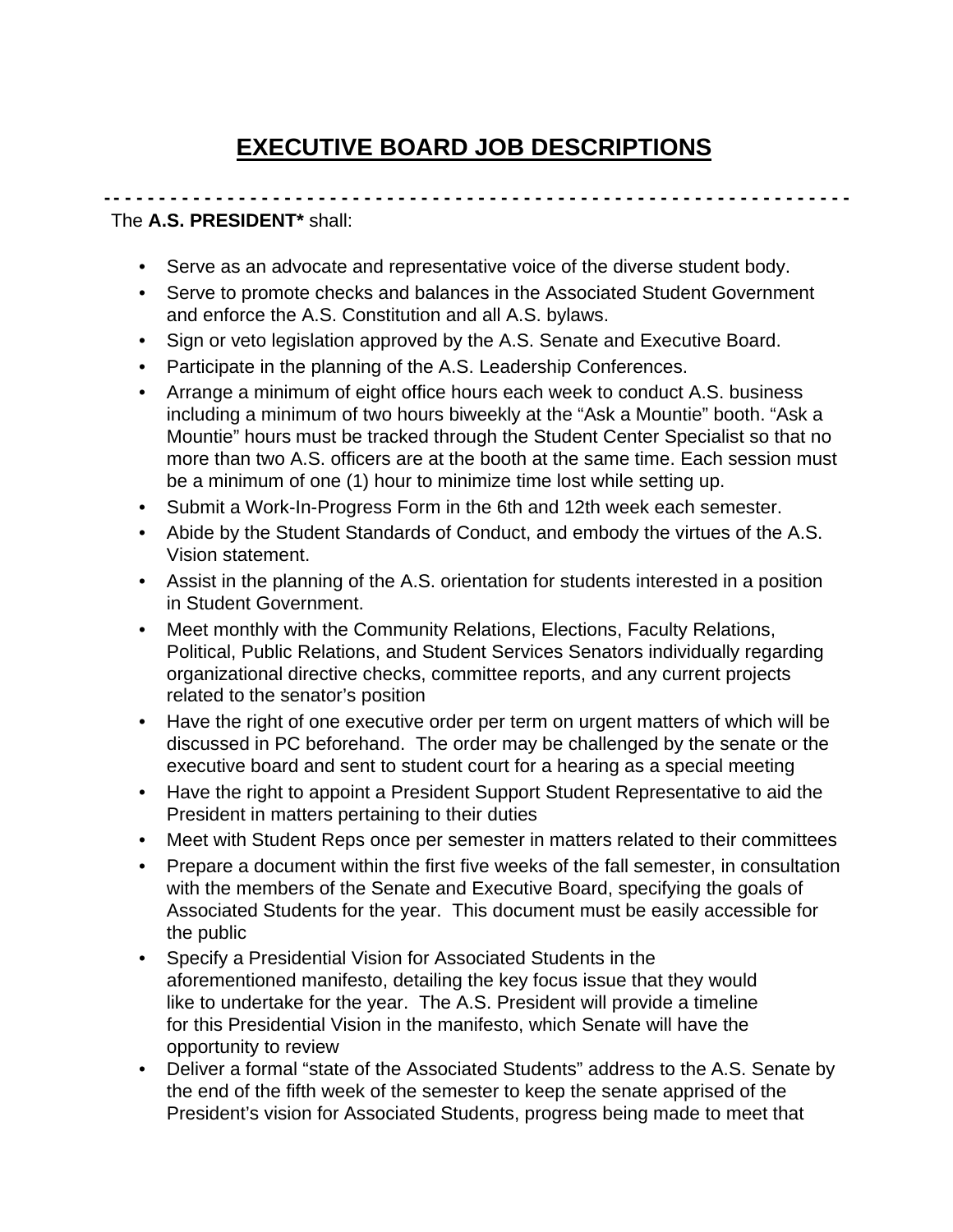# EXECUTIVE BOARD JOB DESCRIPTIONS

- - - - - - - - - - - - - - - - - - - - - - - - - - - - - - - - - - - - - - - - - - - - - - - - - - - - - - - - - - - - - - - -

The **A.S. PRESIDENT*** shall:

- Serve as an advocate and representative voice of the diverse student body.
- Serve to promote checks and balances in the Associated Student Government and enforce the A.S. Constitution and all A.S. bylaws.
- Sign or veto legislation approved by the A.S. Senate and Executive Board.
- Participate in the planning of the A.S. Leadership Conferences.
- Arrange a minimum of eight office hours each week to conduct A.S. business including a minimum of two hours biweekly at the "Ask a Mountie" booth. "Ask a Mountie" hours must be tracked through the Student Center Specialist so that no more than two A.S. officers are at the booth at the same time. Each session must be a minimum of one (1) hour to minimize time lost while setting up.
- Submit a Work-In-Progress Form in the 6th and 12th week each semester.
- Abide by the Student Standards of Conduct, and embody the virtues of the A.S. Vision statement.
- Assist in the planning of the A.S. orientation for students interested in a position in Student Government.
- Meet monthly with the Community Relations, Elections, Faculty Relations, Political, Public Relations, and Student Services Senators individually regarding organizational directive checks, committee reports, and any current projects related to the senator's position
- Have the right of one executive order per term on urgent matters of which will be discussed in PC beforehand. The order may be challenged by the senate or the executive board and sent to student court for a hearing as a special meeting
- Have the right to appoint a President Support Student Representative to aid the President in matters pertaining to their duties
- Meet with Student Reps once per semester in matters related to their committees
- Prepare a document within the first five weeks of the fall semester, in consultation with the members of the Senate and Executive Board, specifying the goals of Associated Students for the year. This document must be easily accessible for the public
- Specify a Presidential Vision for Associated Students in the aforementioned manifesto, detailing the key focus issue that they would like to undertake for the year. The A.S. President will provide a timeline for this Presidential Vision in the manifesto, which Senate will have the opportunity to review
- Deliver a formal "state of the Associated Students" address to the A.S. Senate by the end of the fifth week of the semester to keep the senate apprised of the President's vision for Associated Students, progress being made to meet that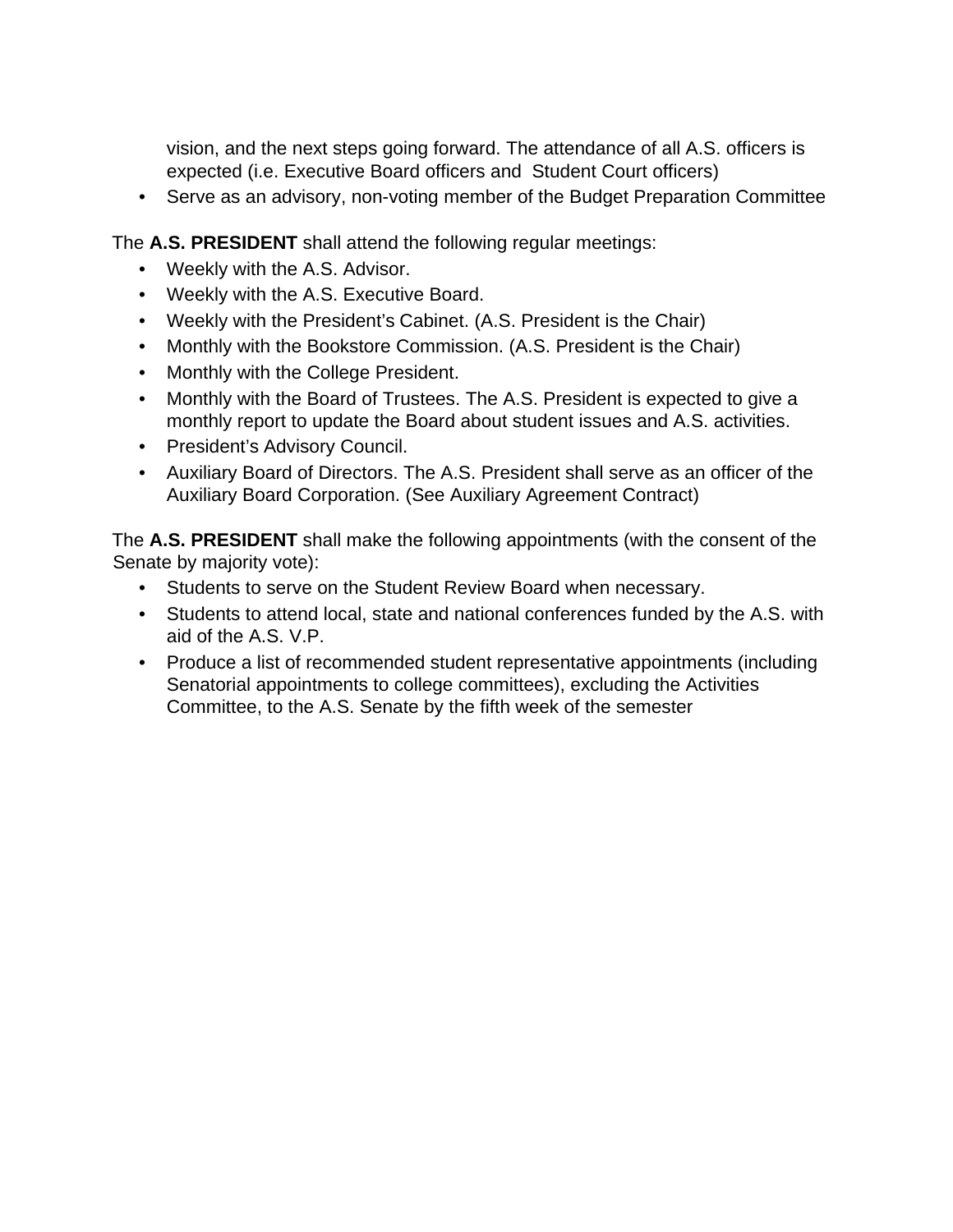vision, and the next steps going forward. The attendance of all A.S. officers is expected (i.e. Executive Board officers and Student Court officers)

- Serve as an advisory, non-voting member of the Budget Preparation Committee

The **A.S. PRESIDENT** shall attend the following regular meetings:

- Weekly with the A.S. Advisor.
- Weekly with the A.S. Executive Board.
- Weekly with the President's Cabinet. (A.S. President is the Chair)
- Monthly with the Bookstore Commission. (A.S. President is the Chair)
- Monthly with the College President.
- Monthly with the Board of Trustees. The A.S. President is expected to give a monthly report to update the Board about student issues and A.S. activities.
- President's Advisory Council.
- Auxiliary Board of Directors. The A.S. President shall serve as an officer of the Auxiliary Board Corporation. (See Auxiliary Agreement Contract)

The **A.S. PRESIDENT** shall make the following appointments (with the consent of the Senate by majority vote):

- Students to serve on the Student Review Board when necessary.
- Students to attend local, state and national conferences funded by the A.S. with aid of the A.S. V.P.
- Produce a list of recommended student representative appointments (including Senatorial appointments to college committees), excluding the Activities Committee, to the A.S. Senate by the fifth week of the semester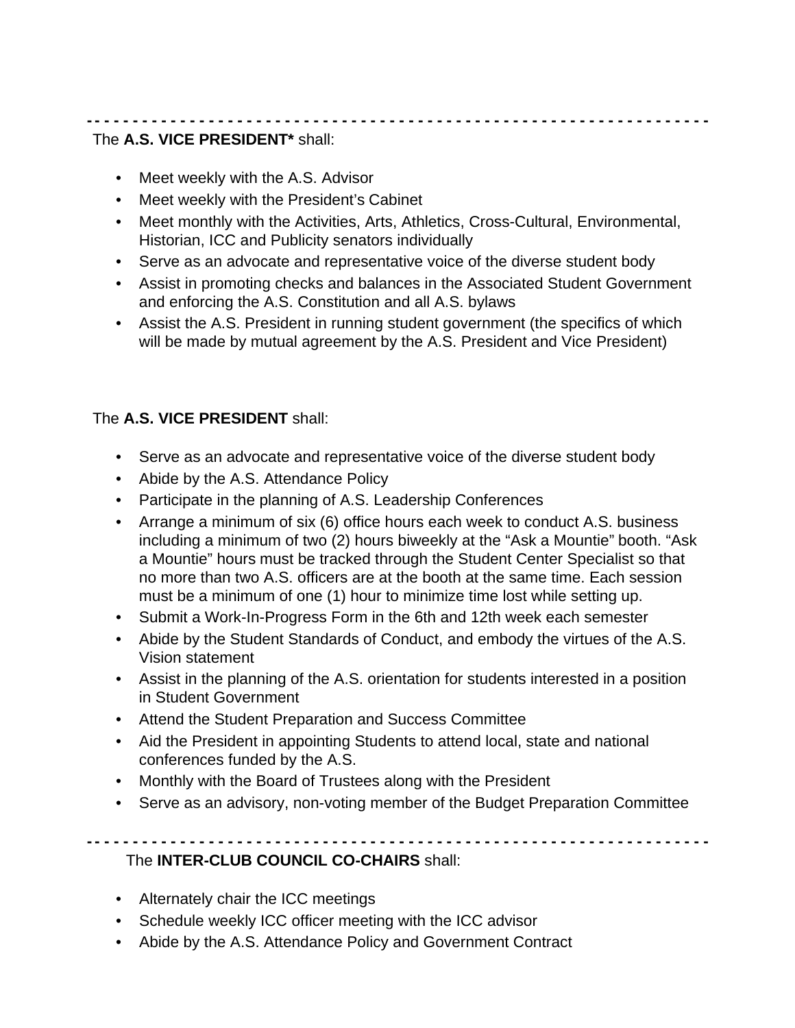- - - - - - - - - - - - - - - - - - - - - - - - - - - - - - - - - - - - - - - - - - - - - - - - - - - - - - - - - - - - - - - -

The **A.S. VICE PRESIDENT*** shall:

- Meet weekly with the A.S. Advisor
- Meet weekly with the President's Cabinet
- Meet monthly with the Activities, Arts, Athletics, Cross-Cultural, Environmental, Historian, ICC and Publicity senators individually
- Serve as an advocate and representative voice of the diverse student body
- Assist in promoting checks and balances in the Associated Student Government and enforcing the A.S. Constitution and all A.S. bylaws
- Assist the A.S. President in running student government (the specifics of which will be made by mutual agreement by the A.S. President and Vice President)

The **A.S. VICE PRESIDENT** shall:

- Serve as an advocate and representative voice of the diverse student body
- Abide by the A.S. Attendance Policy
- Participate in the planning of A.S. Leadership Conferences
- Arrange a minimum of six (6) office hours each week to conduct A.S. business including a minimum of two (2) hours biweekly at the "Ask a Mountie" booth. "Ask a Mountie" hours must be tracked through the Student Center Specialist so that no more than two A.S. officers are at the booth at the same time. Each session must be a minimum of one (1) hour to minimize time lost while setting up.
- Submit a Work-In-Progress Form in the 6th and 12th week each semester
- Abide by the Student Standards of Conduct, and embody the virtues of the A.S. Vision statement
- Assist in the planning of the A.S. orientation for students interested in a position in Student Government
- Attend the Student Preparation and Success Committee
- Aid the President in appointing Students to attend local, state and national conferences funded by the A.S.
- Monthly with the Board of Trustees along with the President
- Serve as an advisory, non-voting member of the Budget Preparation Committee

- - - - - - - - - - - - - - - - - - - - - - - - - - - - - - - - - - - - - - - - - - - - - - - - - - - - - - - - - - - - - - - -

The **INTER-CLUB COUNCIL CO-CHAIRS** shall:

- Alternately chair the ICC meetings
- Schedule weekly ICC officer meeting with the ICC advisor
- Abide by the A.S. Attendance Policy and Government Contract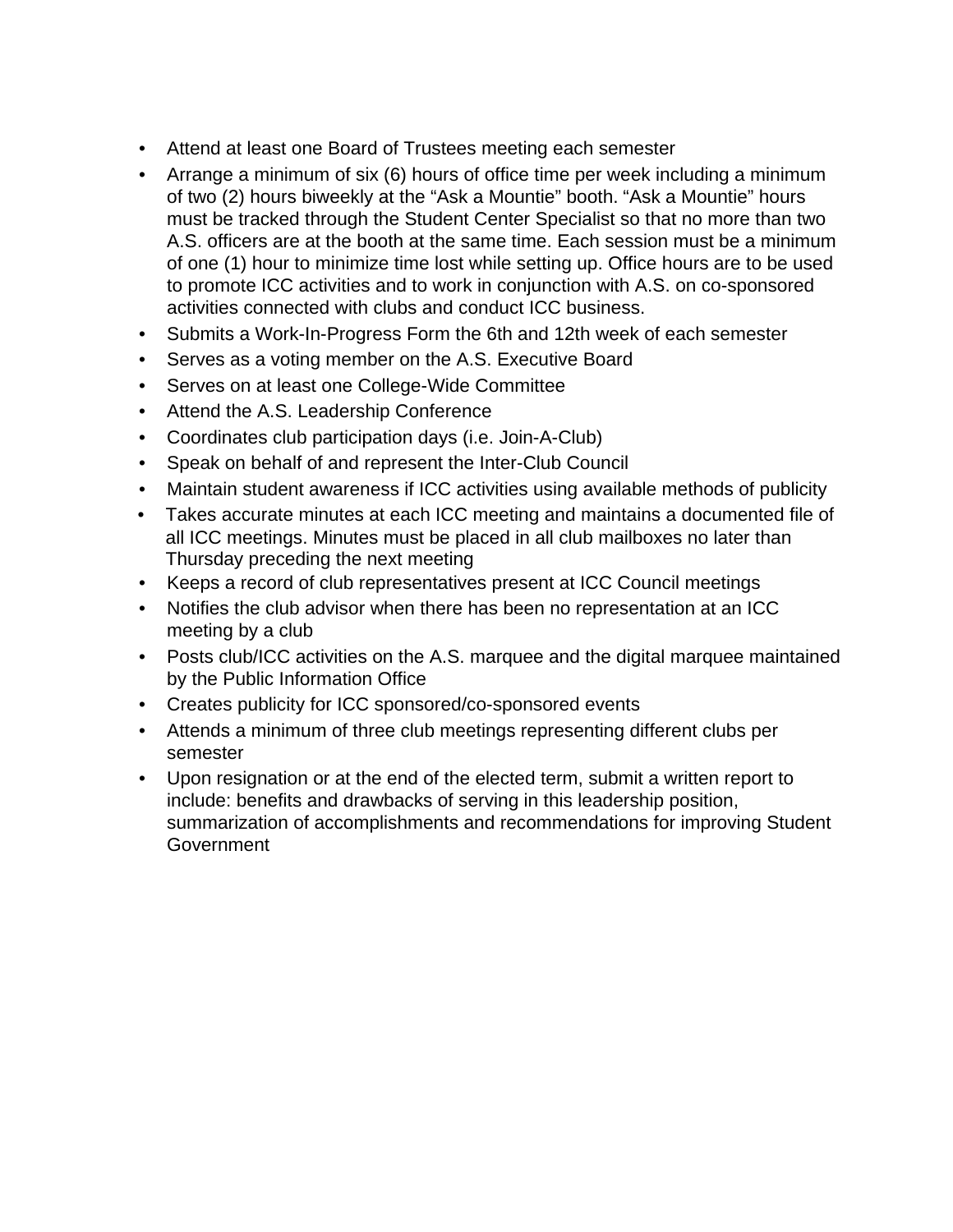- Attend at least one Board of Trustees meeting each semester
- Arrange a minimum of six (6) hours of office time per week including a minimum of two (2) hours biweekly at the “Ask a Mountie” booth. “Ask a Mountie” hours must be tracked through the Student Center Specialist so that no more than two A.S. officers are at the booth at the same time. Each session must be a minimum of one (1) hour to minimize time lost while setting up. Office hours are to be used to promote ICC activities and to work in conjunction with A.S. on co-sponsored activities connected with clubs and conduct ICC business.
- Submits a Work-In-Progress Form the 6th and 12th week of each semester
- Serves as a voting member on the A.S. Executive Board
- Serves on at least one College-Wide Committee
- Attend the A.S. Leadership Conference
- Coordinates club participation days (i.e. Join-A-Club)
- Speak on behalf of and represent the Inter-Club Council
- Maintain student awareness if ICC activities using available methods of publicity
- Takes accurate minutes at each ICC meeting and maintains a documented file of all ICC meetings. Minutes must be placed in all club mailboxes no later than Thursday preceding the next meeting
- Keeps a record of club representatives present at ICC Council meetings
- Notifies the club advisor when there has been no representation at an ICC meeting by a club
- Posts club/ICC activities on the A.S. marquee and the digital marquee maintained by the Public Information Office
- Creates publicity for ICC sponsored/co-sponsored events
- Attends a minimum of three club meetings representing different clubs per semester
- Upon resignation or at the end of the elected term, submit a written report to include: benefits and drawbacks of serving in this leadership position, summarization of accomplishments and recommendations for improving Student Government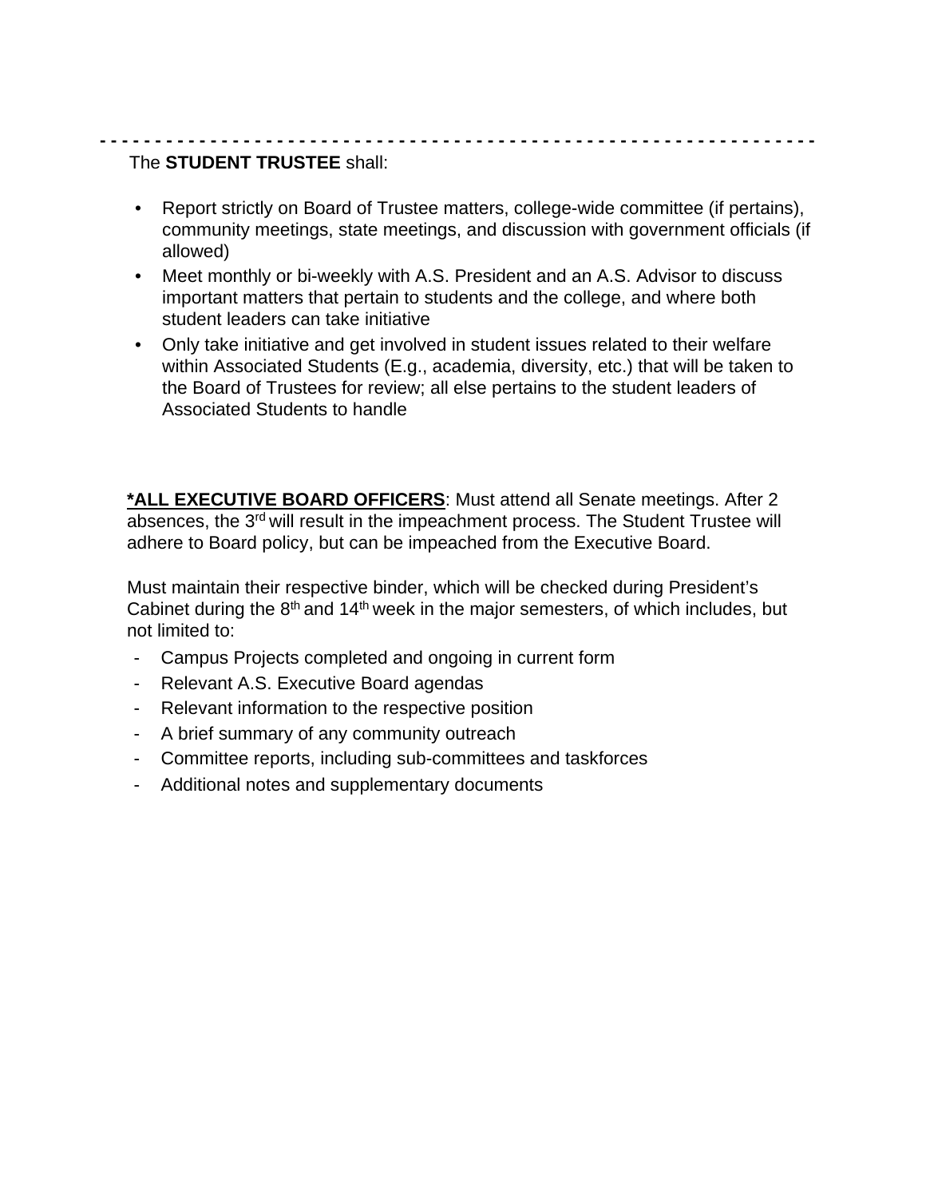- - - - - - - - - - - - - - - - - - - - - - - - - - - - - - - - - - - - - - - - - - - - - - - - - - - - - - - - - - - - - -

The **STUDENT TRUSTEE** shall:

- Report strictly on Board of Trustee matters, college-wide committee (if pertains), community meetings, state meetings, and discussion with government officials (if allowed)
- Meet monthly or bi-weekly with A.S. President and an A.S. Advisor to discuss important matters that pertain to students and the college, and where both student leaders can take initiative
- Only take initiative and get involved in student issues related to their welfare within Associated Students (E.g., academia, diversity, etc.) that will be taken to the Board of Trustees for review; all else pertains to the student leaders of Associated Students to handle

**<u>*ALL EXECUTIVE BOARD OFFICERS</u>**: Must attend all Senate meetings. After 2 absences, the 3rd will result in the impeachment process. The Student Trustee will adhere to Board policy, but can be impeached from the Executive Board.

Must maintain their respective binder, which will be checked during President's Cabinet during the 8th and 14th week in the major semesters, of which includes, but not limited to:

- Campus Projects completed and ongoing in current form
- Relevant A.S. Executive Board agendas
- Relevant information to the respective position
- A brief summary of any community outreach
- Committee reports, including sub-committees and taskforces
- Additional notes and supplementary documents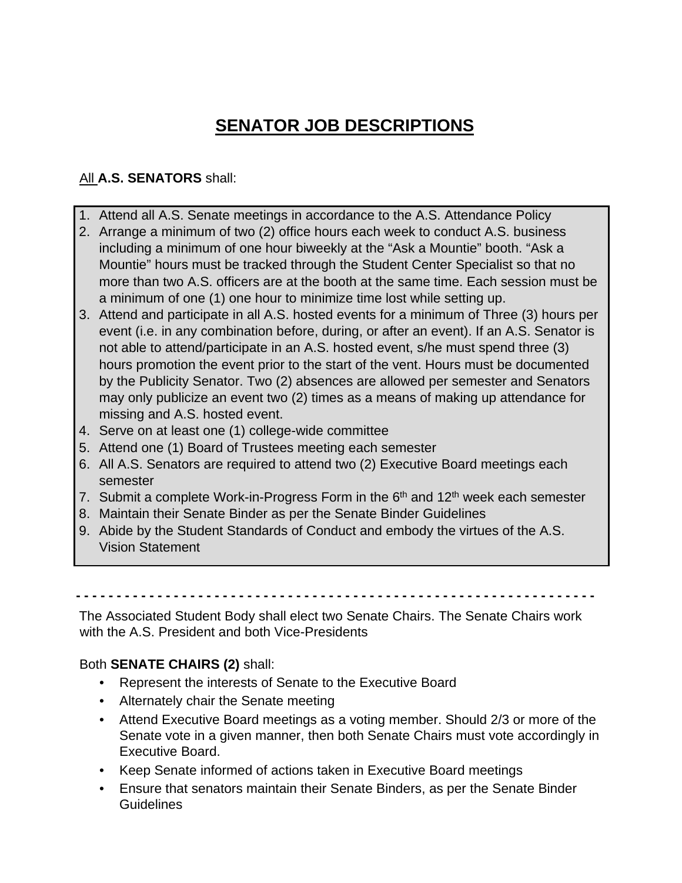# SENATOR JOB DESCRIPTIONS

All **A.S. SENATORS** shall:

1. Attend all A.S. Senate meetings in accordance to the A.S. Attendance Policy
2. Arrange a minimum of two (2) office hours each week to conduct A.S. business including a minimum of one hour biweekly at the “Ask a Mountie” booth. “Ask a Mountie” hours must be tracked through the Student Center Specialist so that no more than two A.S. officers are at the booth at the same time. Each session must be a minimum of one (1) one hour to minimize time lost while setting up.
3. Attend and participate in all A.S. hosted events for a minimum of Three (3) hours per event (i.e. in any combination before, during, or after an event). If an A.S. Senator is not able to attend/participate in an A.S. hosted event, s/he must spend three (3) hours promotion the event prior to the start of the vent. Hours must be documented by the Publicity Senator. Two (2) absences are allowed per semester and Senators may only publicize an event two (2) times as a means of making up attendance for missing and A.S. hosted event.
4. Serve on at least one (1) college-wide committee
5. Attend one (1) Board of Trustees meeting each semester
6. All A.S. Senators are required to attend two (2) Executive Board meetings each semester
7. Submit a complete Work-in-Progress Form in the 6th and 12th week each semester
8. Maintain their Senate Binder as per the Senate Binder Guidelines
9. Abide by the Student Standards of Conduct and embody the virtues of the A.S. Vision Statement

---

The Associated Student Body shall elect two Senate Chairs. The Senate Chairs work with the A.S. President and both Vice-Presidents

Both **SENATE CHAIRS (2)** shall:

- Represent the interests of Senate to the Executive Board
- Alternately chair the Senate meeting
- Attend Executive Board meetings as a voting member. Should 2/3 or more of the Senate vote in a given manner, then both Senate Chairs must vote accordingly in Executive Board.
- Keep Senate informed of actions taken in Executive Board meetings
- Ensure that senators maintain their Senate Binders, as per the Senate Binder Guidelines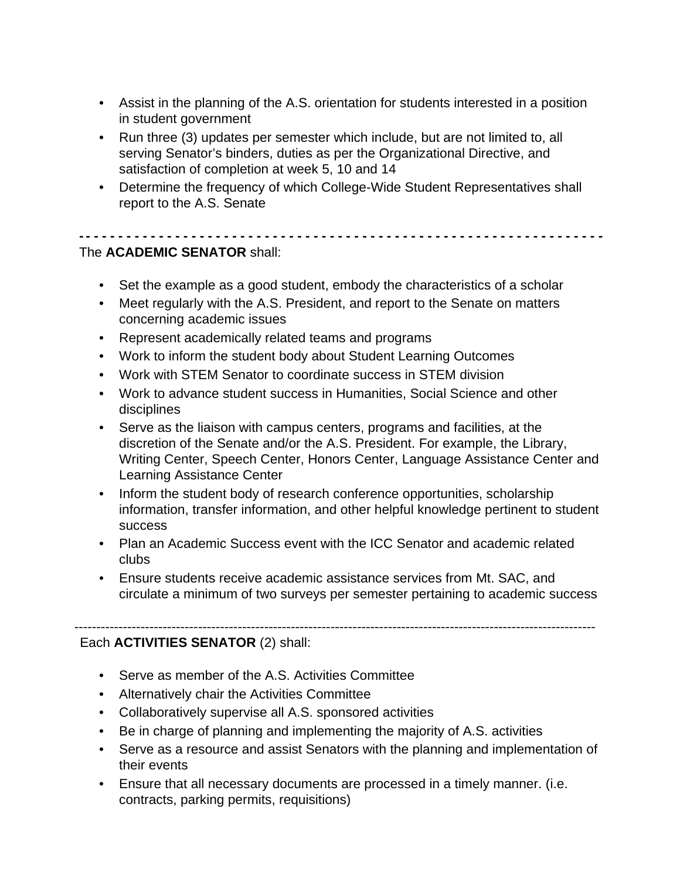- Assist in the planning of the A.S. orientation for students interested in a position in student government
- Run three (3) updates per semester which include, but are not limited to, all serving Senator's binders, duties as per the Organizational Directive, and satisfaction of completion at week 5, 10 and 14
- Determine the frequency of which College-Wide Student Representatives shall report to the A.S. Senate

---

The **ACADEMIC SENATOR** shall:

- Set the example as a good student, embody the characteristics of a scholar
- Meet regularly with the A.S. President, and report to the Senate on matters concerning academic issues
- Represent academically related teams and programs
- Work to inform the student body about Student Learning Outcomes
- Work with STEM Senator to coordinate success in STEM division
- Work to advance student success in Humanities, Social Science and other disciplines
- Serve as the liaison with campus centers, programs and facilities, at the discretion of the Senate and/or the A.S. President. For example, the Library, Writing Center, Speech Center, Honors Center, Language Assistance Center and Learning Assistance Center
- Inform the student body of research conference opportunities, scholarship information, transfer information, and other helpful knowledge pertinent to student success
- Plan an Academic Success event with the ICC Senator and academic related clubs
- Ensure students receive academic assistance services from Mt. SAC, and circulate a minimum of two surveys per semester pertaining to academic success

---

Each **ACTIVITIES SENATOR** (2) shall:

- Serve as member of the A.S. Activities Committee
- Alternatively chair the Activities Committee
- Collaboratively supervise all A.S. sponsored activities
- Be in charge of planning and implementing the majority of A.S. activities
- Serve as a resource and assist Senators with the planning and implementation of their events
- Ensure that all necessary documents are processed in a timely manner. (i.e. contracts, parking permits, requisitions)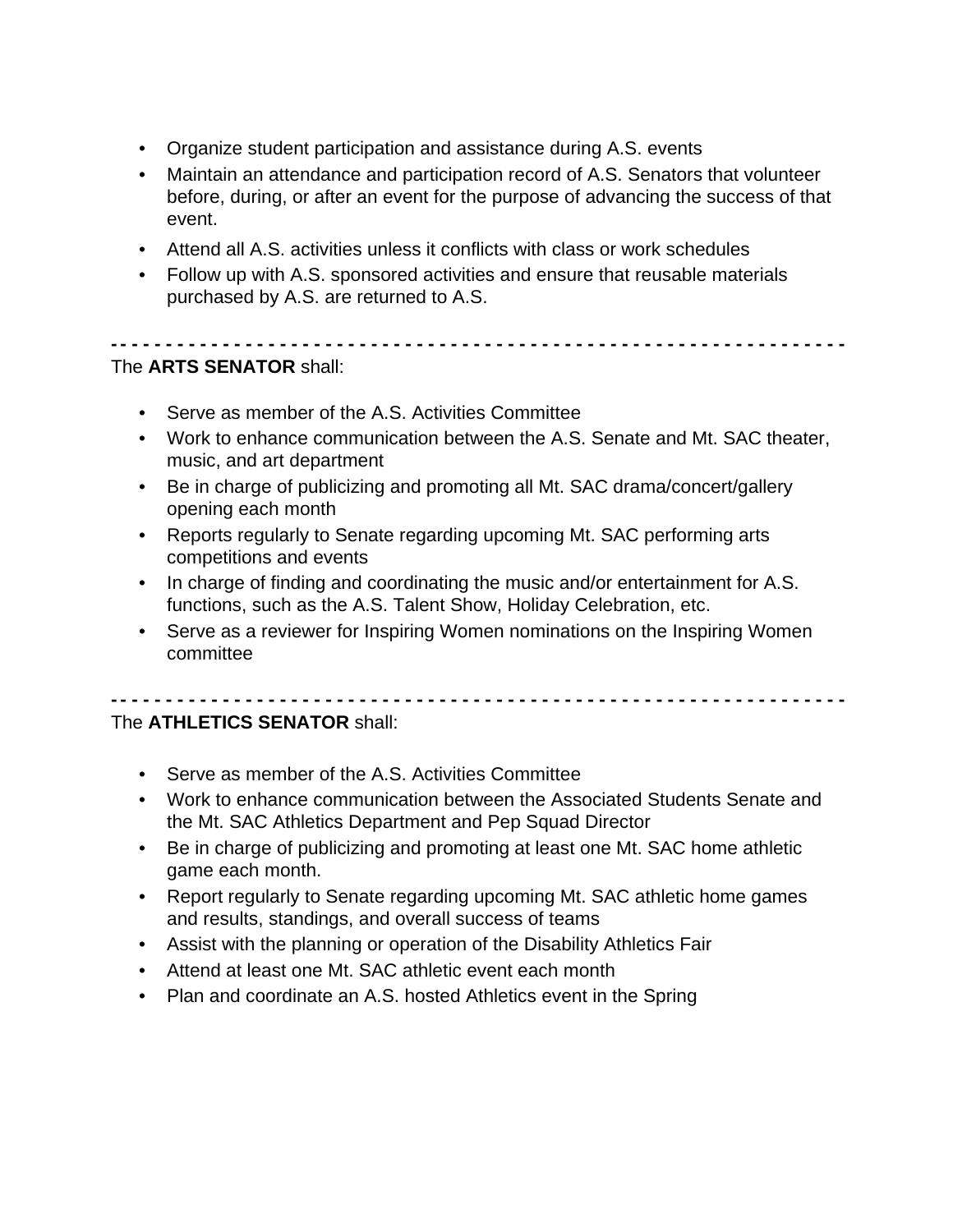- Organize student participation and assistance during A.S. events
- Maintain an attendance and participation record of A.S. Senators that volunteer before, during, or after an event for the purpose of advancing the success of that event.
- Attend all A.S. activities unless it conflicts with class or work schedules
- Follow up with A.S. sponsored activities and ensure that reusable materials purchased by A.S. are returned to A.S.

- - - - - - - - - - - - - - - - - - - - - - - - - - - - - - - - - - - - - - - - - - - - - - - - - - - - - - - - - - - - - - - - -

The **ARTS SENATOR** shall:

- Serve as member of the A.S. Activities Committee
- Work to enhance communication between the A.S. Senate and Mt. SAC theater, music, and art department
- Be in charge of publicizing and promoting all Mt. SAC drama/concert/gallery opening each month
- Reports regularly to Senate regarding upcoming Mt. SAC performing arts competitions and events
- In charge of finding and coordinating the music and/or entertainment for A.S. functions, such as the A.S. Talent Show, Holiday Celebration, etc.
- Serve as a reviewer for Inspiring Women nominations on the Inspiring Women committee

- - - - - - - - - - - - - - - - - - - - - - - - - - - - - - - - - - - - - - - - - - - - - - - - - - - - - - - - - - - - - - - - -

The **ATHLETICS SENATOR** shall:

- Serve as member of the A.S. Activities Committee
- Work to enhance communication between the Associated Students Senate and the Mt. SAC Athletics Department and Pep Squad Director
- Be in charge of publicizing and promoting at least one Mt. SAC home athletic game each month.
- Report regularly to Senate regarding upcoming Mt. SAC athletic home games and results, standings, and overall success of teams
- Assist with the planning or operation of the Disability Athletics Fair
- Attend at least one Mt. SAC athletic event each month
- Plan and coordinate an A.S. hosted Athletics event in the Spring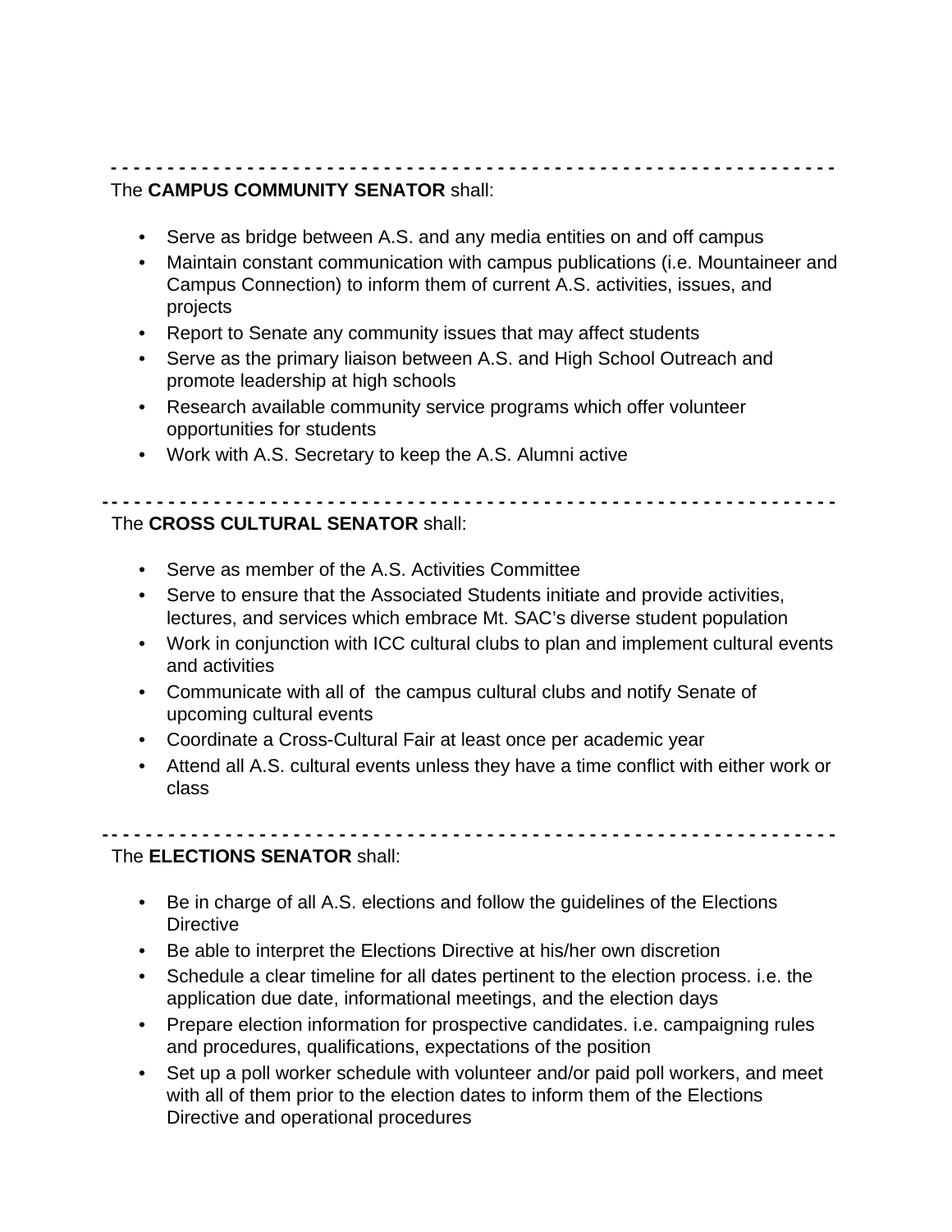---

The **CAMPUS COMMUNITY SENATOR** shall:

- Serve as bridge between A.S. and any media entities on and off campus
- Maintain constant communication with campus publications (i.e. Mountaineer and Campus Connection) to inform them of current A.S. activities, issues, and projects
- Report to Senate any community issues that may affect students
- Serve as the primary liaison between A.S. and High School Outreach and promote leadership at high schools
- Research available community service programs which offer volunteer opportunities for students
- Work with A.S. Secretary to keep the A.S. Alumni active

---

The **CROSS CULTURAL SENATOR** shall:

- Serve as member of the A.S. Activities Committee
- Serve to ensure that the Associated Students initiate and provide activities, lectures, and services which embrace Mt. SAC's diverse student population
- Work in conjunction with ICC cultural clubs to plan and implement cultural events and activities
- Communicate with all of the campus cultural clubs and notify Senate of upcoming cultural events
- Coordinate a Cross-Cultural Fair at least once per academic year
- Attend all A.S. cultural events unless they have a time conflict with either work or class

---

The **ELECTIONS SENATOR** shall:

- Be in charge of all A.S. elections and follow the guidelines of the Elections Directive
- Be able to interpret the Elections Directive at his/her own discretion
- Schedule a clear timeline for all dates pertinent to the election process. i.e. the application due date, informational meetings, and the election days
- Prepare election information for prospective candidates. i.e. campaigning rules and procedures, qualifications, expectations of the position
- Set up a poll worker schedule with volunteer and/or paid poll workers, and meet with all of them prior to the election dates to inform them of the Elections Directive and operational procedures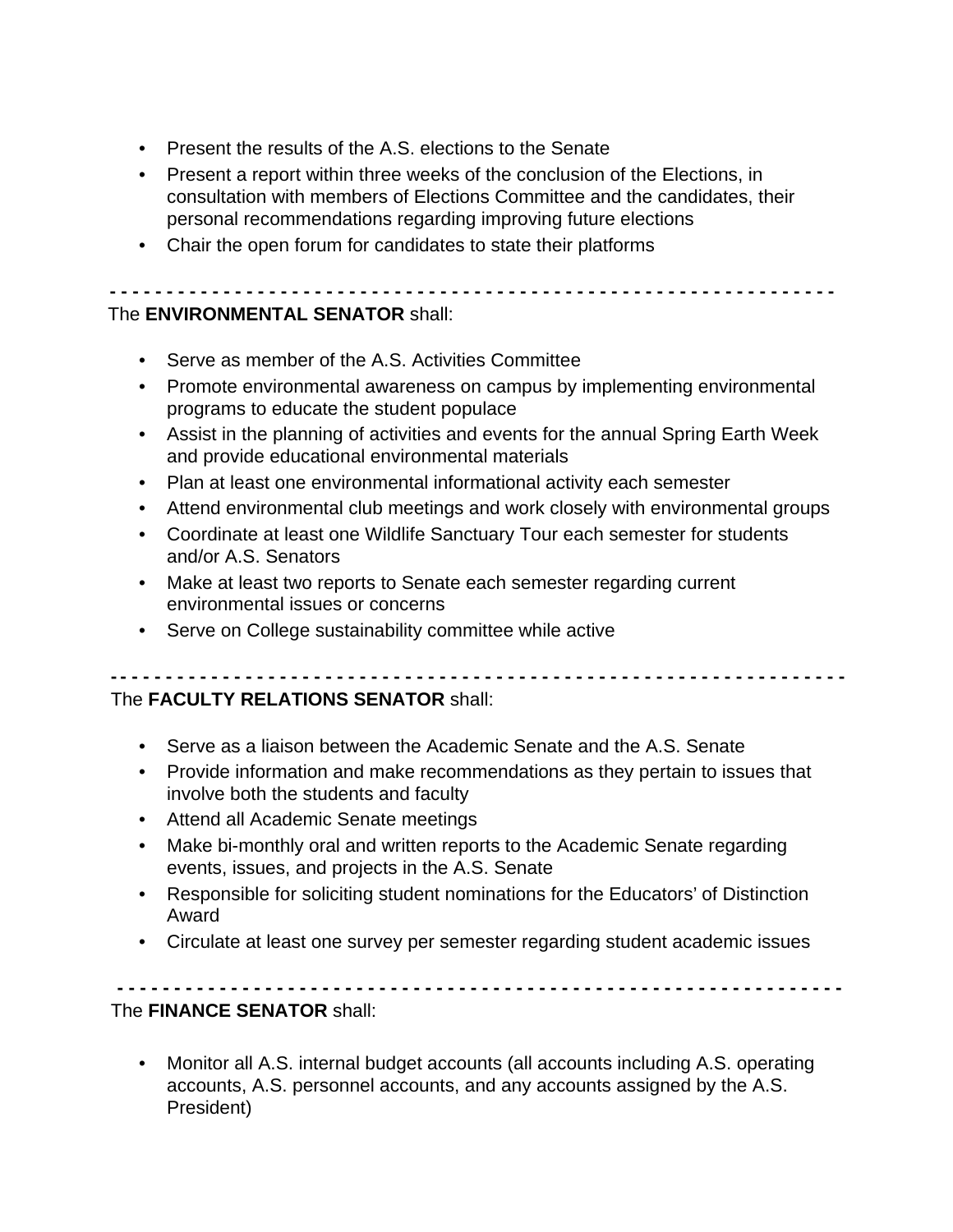- Present the results of the A.S. elections to the Senate
- Present a report within three weeks of the conclusion of the Elections, in consultation with members of Elections Committee and the candidates, their personal recommendations regarding improving future elections
- Chair the open forum for candidates to state their platforms

- - - - - - - - - - - - - - - - - - - - - - - - - - - - - - - - - - - - - - - - - - - - - - - - - - - - - - - - - - - - - - - -

The **ENVIRONMENTAL SENATOR** shall:

- Serve as member of the A.S. Activities Committee
- Promote environmental awareness on campus by implementing environmental programs to educate the student populace
- Assist in the planning of activities and events for the annual Spring Earth Week and provide educational environmental materials
- Plan at least one environmental informational activity each semester
- Attend environmental club meetings and work closely with environmental groups
- Coordinate at least one Wildlife Sanctuary Tour each semester for students and/or A.S. Senators
- Make at least two reports to Senate each semester regarding current environmental issues or concerns
- Serve on College sustainability committee while active

- - - - - - - - - - - - - - - - - - - - - - - - - - - - - - - - - - - - - - - - - - - - - - - - - - - - - - - - - - - - - - - - -

The **FACULTY RELATIONS SENATOR** shall:

- Serve as a liaison between the Academic Senate and the A.S. Senate
- Provide information and make recommendations as they pertain to issues that involve both the students and faculty
- Attend all Academic Senate meetings
- Make bi-monthly oral and written reports to the Academic Senate regarding events, issues, and projects in the A.S. Senate
- Responsible for soliciting student nominations for the Educators' of Distinction Award
- Circulate at least one survey per semester regarding student academic issues

- - - - - - - - - - - - - - - - - - - - - - - - - - - - - - - - - - - - - - - - - - - - - - - - - - - - - - - - - - - - - - -

The **FINANCE SENATOR** shall:

- Monitor all A.S. internal budget accounts (all accounts including A.S. operating accounts, A.S. personnel accounts, and any accounts assigned by the A.S. President)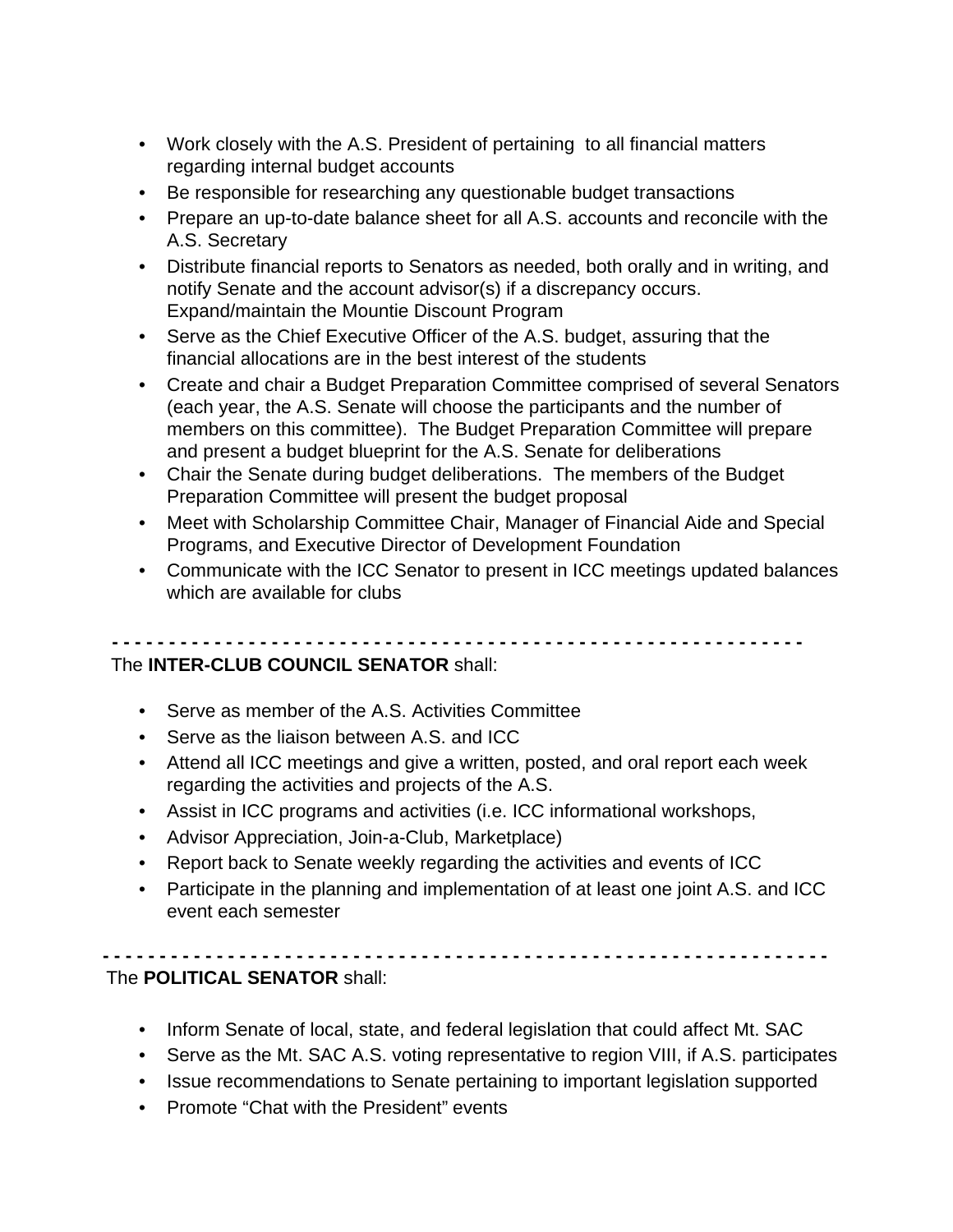- Work closely with the A.S. President of pertaining to all financial matters regarding internal budget accounts
- Be responsible for researching any questionable budget transactions
- Prepare an up-to-date balance sheet for all A.S. accounts and reconcile with the A.S. Secretary
- Distribute financial reports to Senators as needed, both orally and in writing, and notify Senate and the account advisor(s) if a discrepancy occurs. Expand/maintain the Mountie Discount Program
- Serve as the Chief Executive Officer of the A.S. budget, assuring that the financial allocations are in the best interest of the students
- Create and chair a Budget Preparation Committee comprised of several Senators (each year, the A.S. Senate will choose the participants and the number of members on this committee). The Budget Preparation Committee will prepare and present a budget blueprint for the A.S. Senate for deliberations
- Chair the Senate during budget deliberations. The members of the Budget Preparation Committee will present the budget proposal
- Meet with Scholarship Committee Chair, Manager of Financial Aide and Special Programs, and Executive Director of Development Foundation
- Communicate with the ICC Senator to present in ICC meetings updated balances which are available for clubs

- - - - - - - - - - - - - - - - - - - - - - - - - - - - - - - - - - - - - - - - - - - - - - - - - - - - - - - - - - - - -

The **INTER-CLUB COUNCIL SENATOR** shall:

- Serve as member of the A.S. Activities Committee
- Serve as the liaison between A.S. and ICC
- Attend all ICC meetings and give a written, posted, and oral report each week regarding the activities and projects of the A.S.
- Assist in ICC programs and activities (i.e. ICC informational workshops,
- Advisor Appreciation, Join-a-Club, Marketplace)
- Report back to Senate weekly regarding the activities and events of ICC
- Participate in the planning and implementation of at least one joint A.S. and ICC event each semester

- - - - - - - - - - - - - - - - - - - - - - - - - - - - - - - - - - - - - - - - - - - - - - - - - - - - - - - - - - - - - - - -

The **POLITICAL SENATOR** shall:

- Inform Senate of local, state, and federal legislation that could affect Mt. SAC
- Serve as the Mt. SAC A.S. voting representative to region VIII, if A.S. participates
- Issue recommendations to Senate pertaining to important legislation supported
- Promote “Chat with the President” events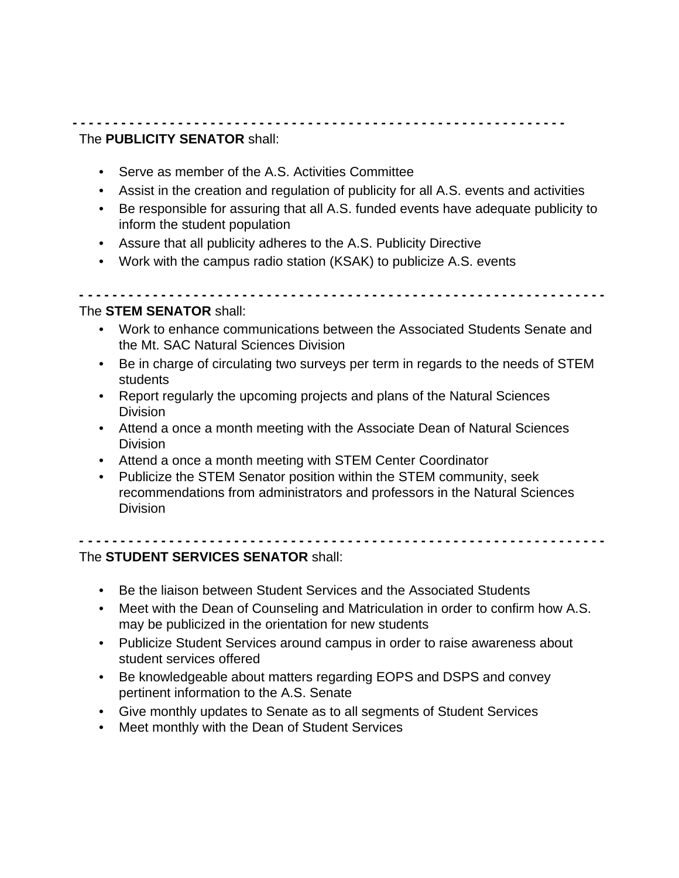- - - - - - - - - - - - - - - - - - - - - - - - - - - - - - - - - - - - - - - - - - - - - - - - - - - - - - - - - - - - -

The **PUBLICITY SENATOR** shall:

- Serve as member of the A.S. Activities Committee
- Assist in the creation and regulation of publicity for all A.S. events and activities
- Be responsible for assuring that all A.S. funded events have adequate publicity to inform the student population
- Assure that all publicity adheres to the A.S. Publicity Directive
- Work with the campus radio station (KSAK) to publicize A.S. events

- - - - - - - - - - - - - - - - - - - - - - - - - - - - - - - - - - - - - - - - - - - - - - - - - - - - - - - - - - - - - - - - -

The **STEM SENATOR** shall:

- Work to enhance communications between the Associated Students Senate and the Mt. SAC Natural Sciences Division
- Be in charge of circulating two surveys per term in regards to the needs of STEM students
- Report regularly the upcoming projects and plans of the Natural Sciences Division
- Attend a once a month meeting with the Associate Dean of Natural Sciences Division
- Attend a once a month meeting with STEM Center Coordinator
- Publicize the STEM Senator position within the STEM community, seek recommendations from administrators and professors in the Natural Sciences Division

- - - - - - - - - - - - - - - - - - - - - - - - - - - - - - - - - - - - - - - - - - - - - - - - - - - - - - - - - - - - - - - - -

The **STUDENT SERVICES SENATOR** shall:

- Be the liaison between Student Services and the Associated Students
- Meet with the Dean of Counseling and Matriculation in order to confirm how A.S. may be publicized in the orientation for new students
- Publicize Student Services around campus in order to raise awareness about student services offered
- Be knowledgeable about matters regarding EOPS and DSPS and convey pertinent information to the A.S. Senate
- Give monthly updates to Senate as to all segments of Student Services
- Meet monthly with the Dean of Student Services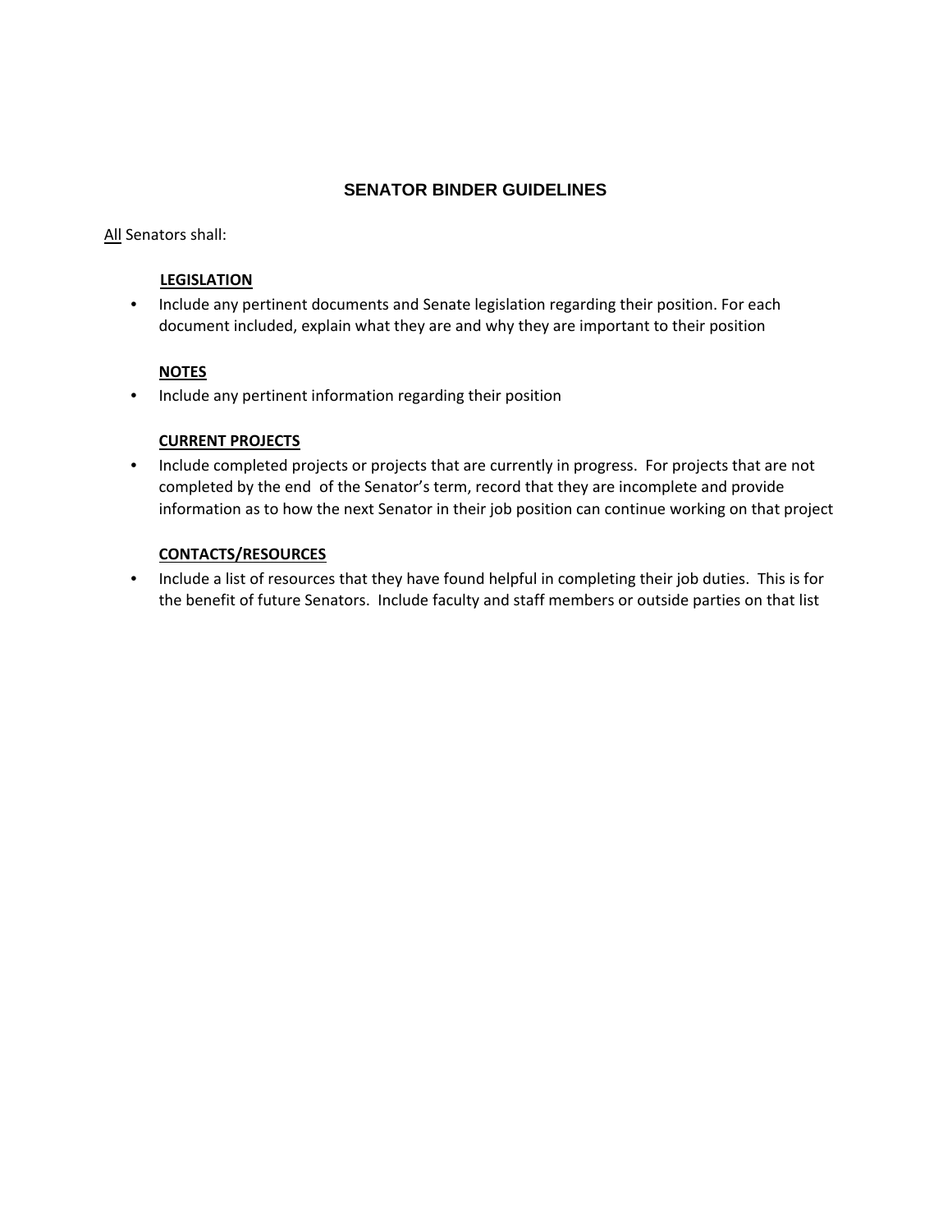## SENATOR BINDER GUIDELINES

All Senators shall:

**LEGISLATION**

- Include any pertinent documents and Senate legislation regarding their position. For each document included, explain what they are and why they are important to their position

**NOTES**

- Include any pertinent information regarding their position

**CURRENT PROJECTS**

- Include completed projects or projects that are currently in progress. For projects that are not completed by the end of the Senator's term, record that they are incomplete and provide information as to how the next Senator in their job position can continue working on that project

**CONTACTS/RESOURCES**

- Include a list of resources that they have found helpful in completing their job duties. This is for the benefit of future Senators. Include faculty and staff members or outside parties on that list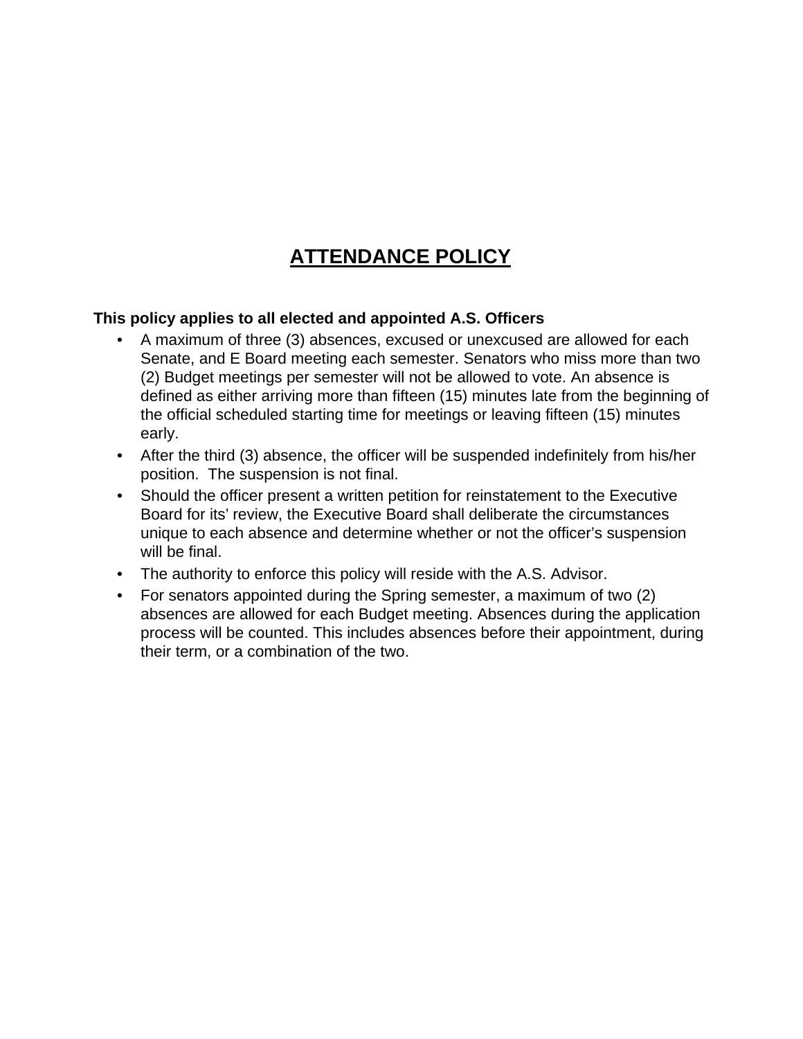# ATTENDANCE POLICY

**This policy applies to all elected and appointed A.S. Officers**

- A maximum of three (3) absences, excused or unexcused are allowed for each Senate, and E Board meeting each semester. Senators who miss more than two (2) Budget meetings per semester will not be allowed to vote. An absence is defined as either arriving more than fifteen (15) minutes late from the beginning of the official scheduled starting time for meetings or leaving fifteen (15) minutes early.
- After the third (3) absence, the officer will be suspended indefinitely from his/her position. The suspension is not final.
- Should the officer present a written petition for reinstatement to the Executive Board for its' review, the Executive Board shall deliberate the circumstances unique to each absence and determine whether or not the officer's suspension will be final.
- The authority to enforce this policy will reside with the A.S. Advisor.
- For senators appointed during the Spring semester, a maximum of two (2) absences are allowed for each Budget meeting. Absences during the application process will be counted. This includes absences before their appointment, during their term, or a combination of the two.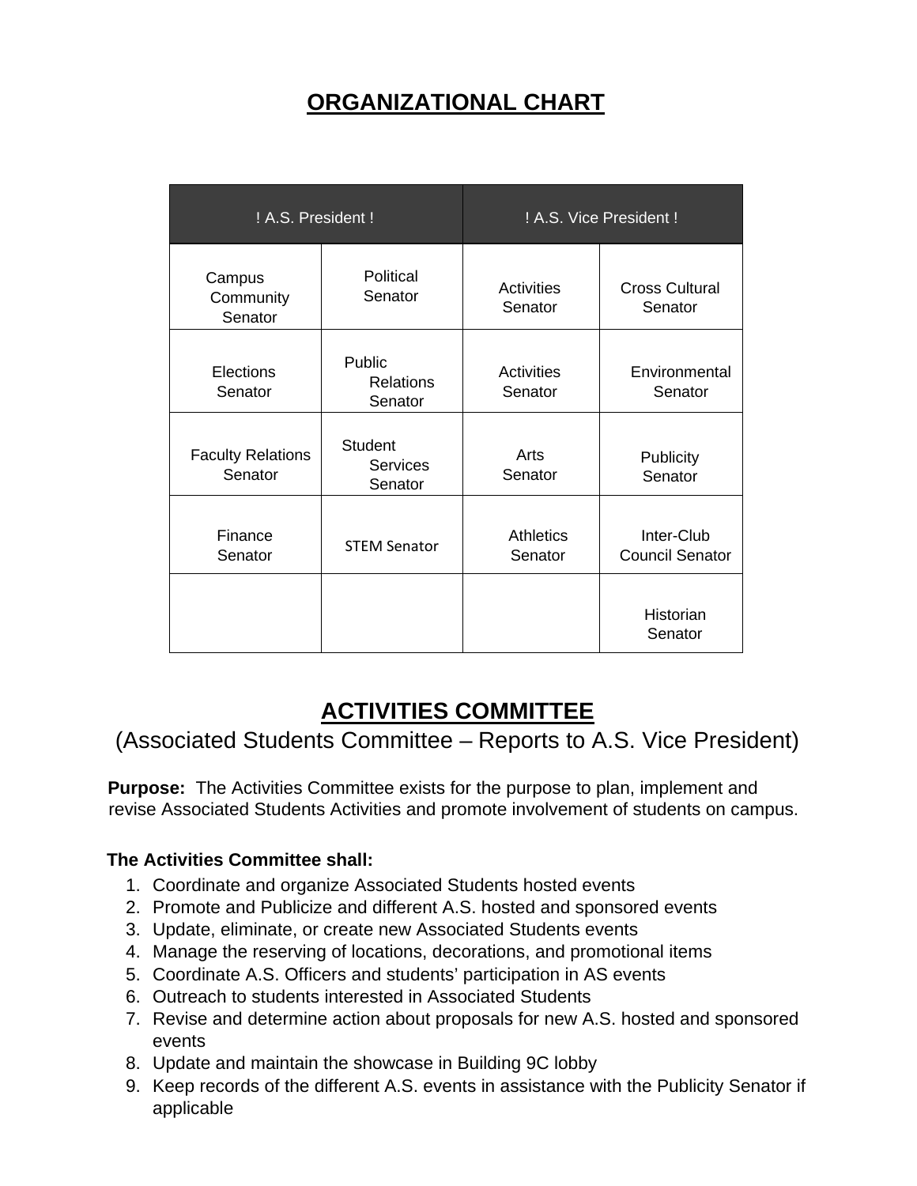# ORGANIZATIONAL CHART

| ! A.S. President ! | | ! A.S. Vice President ! | |
|---|---|---|---|
| Campus Community Senator | Political Senator | Activities Senator | Cross Cultural Senator |
| Elections Senator | Public Relations Senator | Activities Senator | Environmental Senator |
| Faculty Relations Senator | Student Services Senator | Arts Senator | Publicity Senator |
| Finance Senator | STEM Senator | Athletics Senator | Inter-Club Council Senator |
| | | | Historian Senator |

# ACTIVITIES COMMITTEE

(Associated Students Committee – Reports to A.S. Vice President)

**Purpose:** The Activities Committee exists for the purpose to plan, implement and revise Associated Students Activities and promote involvement of students on campus.

**The Activities Committee shall:**

1. Coordinate and organize Associated Students hosted events
2. Promote and Publicize and different A.S. hosted and sponsored events
3. Update, eliminate, or create new Associated Students events
4. Manage the reserving of locations, decorations, and promotional items
5. Coordinate A.S. Officers and students' participation in AS events
6. Outreach to students interested in Associated Students
7. Revise and determine action about proposals for new A.S. hosted and sponsored events
8. Update and maintain the showcase in Building 9C lobby
9. Keep records of the different A.S. events in assistance with the Publicity Senator if applicable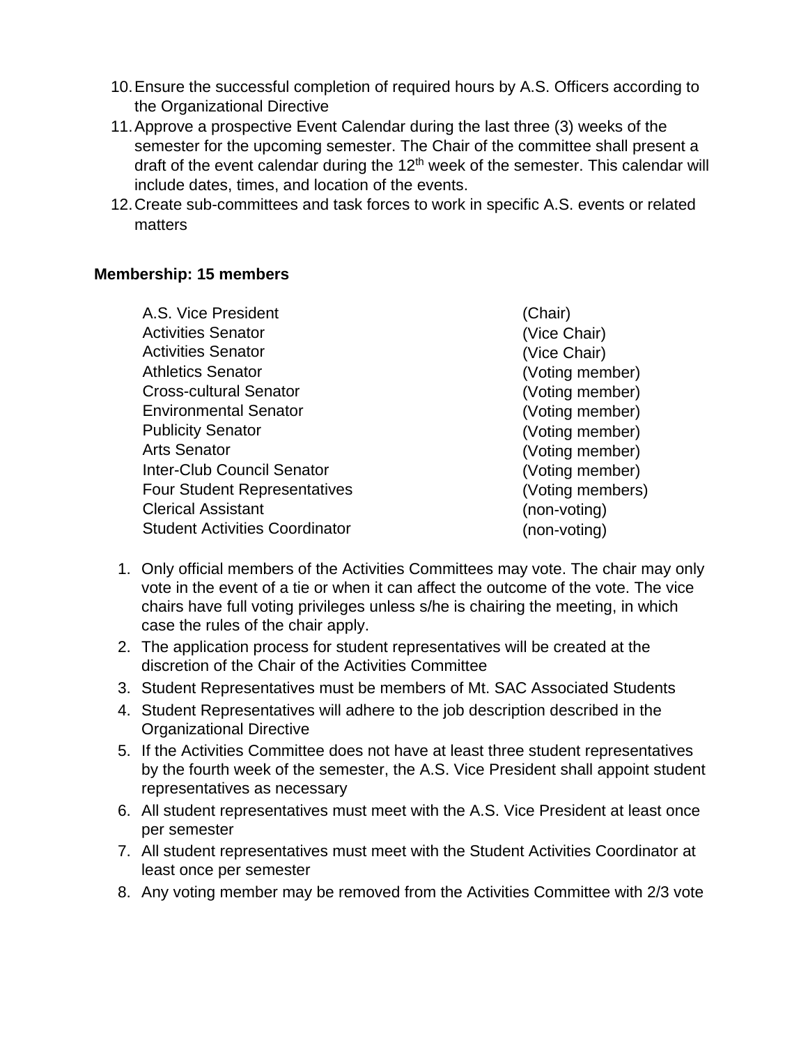10. Ensure the successful completion of required hours by A.S. Officers according to the Organizational Directive
11. Approve a prospective Event Calendar during the last three (3) weeks of the semester for the upcoming semester. The Chair of the committee shall present a draft of the event calendar during the 12th week of the semester. This calendar will include dates, times, and location of the events.
12. Create sub-committees and task forces to work in specific A.S. events or related matters

**Membership: 15 members**

| | |
|---|---|
| A.S. Vice President | (Chair) |
| Activities Senator | (Vice Chair) |
| Activities Senator | (Vice Chair) |
| Athletics Senator | (Voting member) |
| Cross-cultural Senator | (Voting member) |
| Environmental Senator | (Voting member) |
| Publicity Senator | (Voting member) |
| Arts Senator | (Voting member) |
| Inter-Club Council Senator | (Voting member) |
| Four Student Representatives | (Voting members) |
| Clerical Assistant | (non-voting) |
| Student Activities Coordinator | (non-voting) |

1. Only official members of the Activities Committees may vote. The chair may only vote in the event of a tie or when it can affect the outcome of the vote. The vice chairs have full voting privileges unless s/he is chairing the meeting, in which case the rules of the chair apply.
2. The application process for student representatives will be created at the discretion of the Chair of the Activities Committee
3. Student Representatives must be members of Mt. SAC Associated Students
4. Student Representatives will adhere to the job description described in the Organizational Directive
5. If the Activities Committee does not have at least three student representatives by the fourth week of the semester, the A.S. Vice President shall appoint student representatives as necessary
6. All student representatives must meet with the A.S. Vice President at least once per semester
7. All student representatives must meet with the Student Activities Coordinator at least once per semester
8. Any voting member may be removed from the Activities Committee with 2/3 vote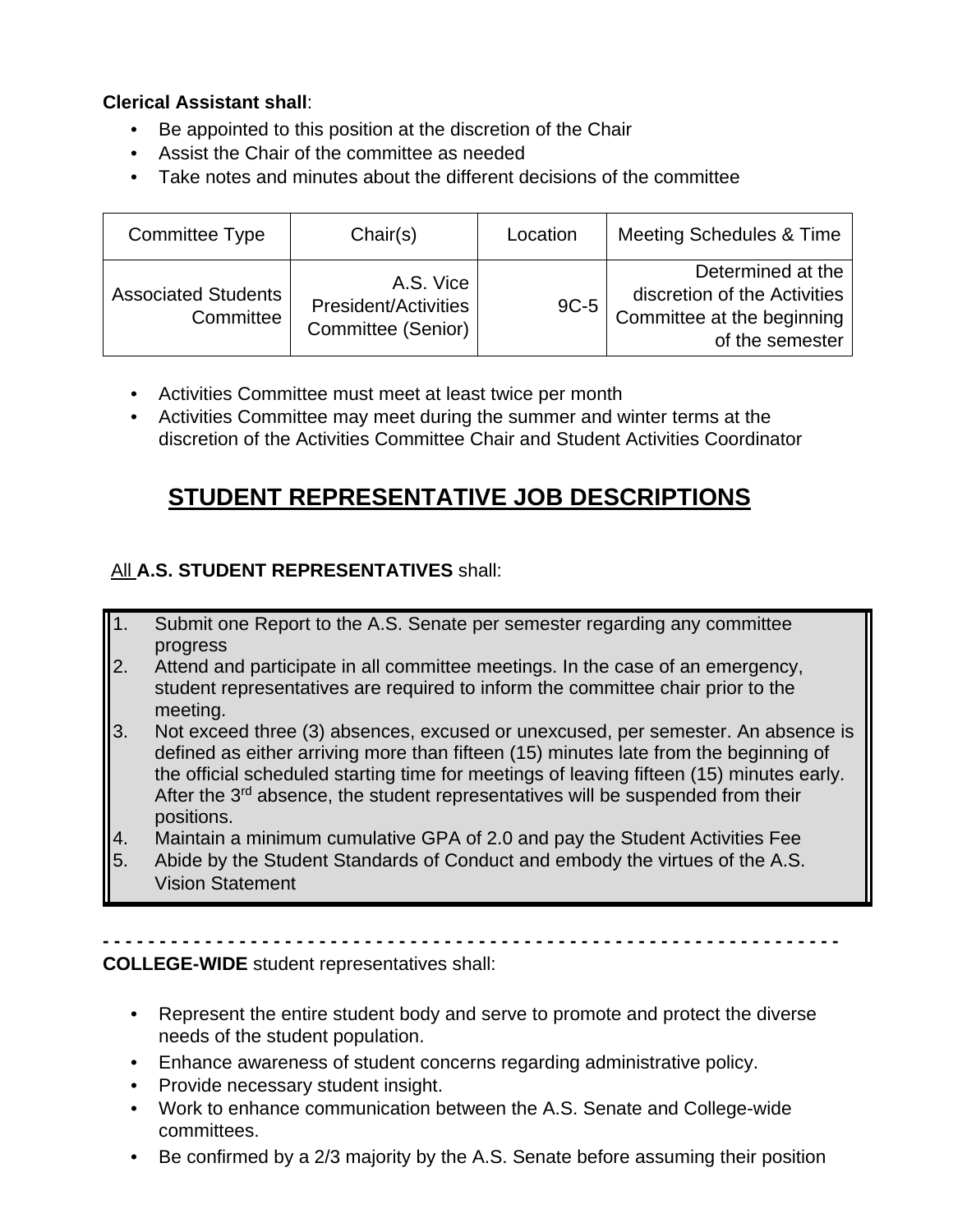**Clerical Assistant shall**:

- Be appointed to this position at the discretion of the Chair
- Assist the Chair of the committee as needed
- Take notes and minutes about the different decisions of the committee

| Committee Type | Chair(s) | Location | Meeting Schedules & Time |
|---|---|---|---|
| Associated Students Committee | A.S. Vice President/Activities Committee (Senior) | 9C-5 | Determined at the discretion of the Activities Committee at the beginning of the semester |

- Activities Committee must meet at least twice per month
- Activities Committee may meet during the summer and winter terms at the discretion of the Activities Committee Chair and Student Activities Coordinator

# STUDENT REPRESENTATIVE JOB DESCRIPTIONS

All **A.S. STUDENT REPRESENTATIVES** shall:

1. Submit one Report to the A.S. Senate per semester regarding any committee progress
2. Attend and participate in all committee meetings. In the case of an emergency, student representatives are required to inform the committee chair prior to the meeting.
3. Not exceed three (3) absences, excused or unexcused, per semester. An absence is defined as either arriving more than fifteen (15) minutes late from the beginning of the official scheduled starting time for meetings of leaving fifteen (15) minutes early. After the 3rd absence, the student representatives will be suspended from their positions.
4. Maintain a minimum cumulative GPA of 2.0 and pay the Student Activities Fee
5. Abide by the Student Standards of Conduct and embody the virtues of the A.S. Vision Statement

- - - - - - - - - - - - - - - - - - - - - - - - - - - - - - - - - - - - - - - - - - - - - - - - - - - - - - - - - - - - - - - - - -

**COLLEGE-WIDE** student representatives shall:

- Represent the entire student body and serve to promote and protect the diverse needs of the student population.
- Enhance awareness of student concerns regarding administrative policy.
- Provide necessary student insight.
- Work to enhance communication between the A.S. Senate and College-wide committees.
- Be confirmed by a 2/3 majority by the A.S. Senate before assuming their position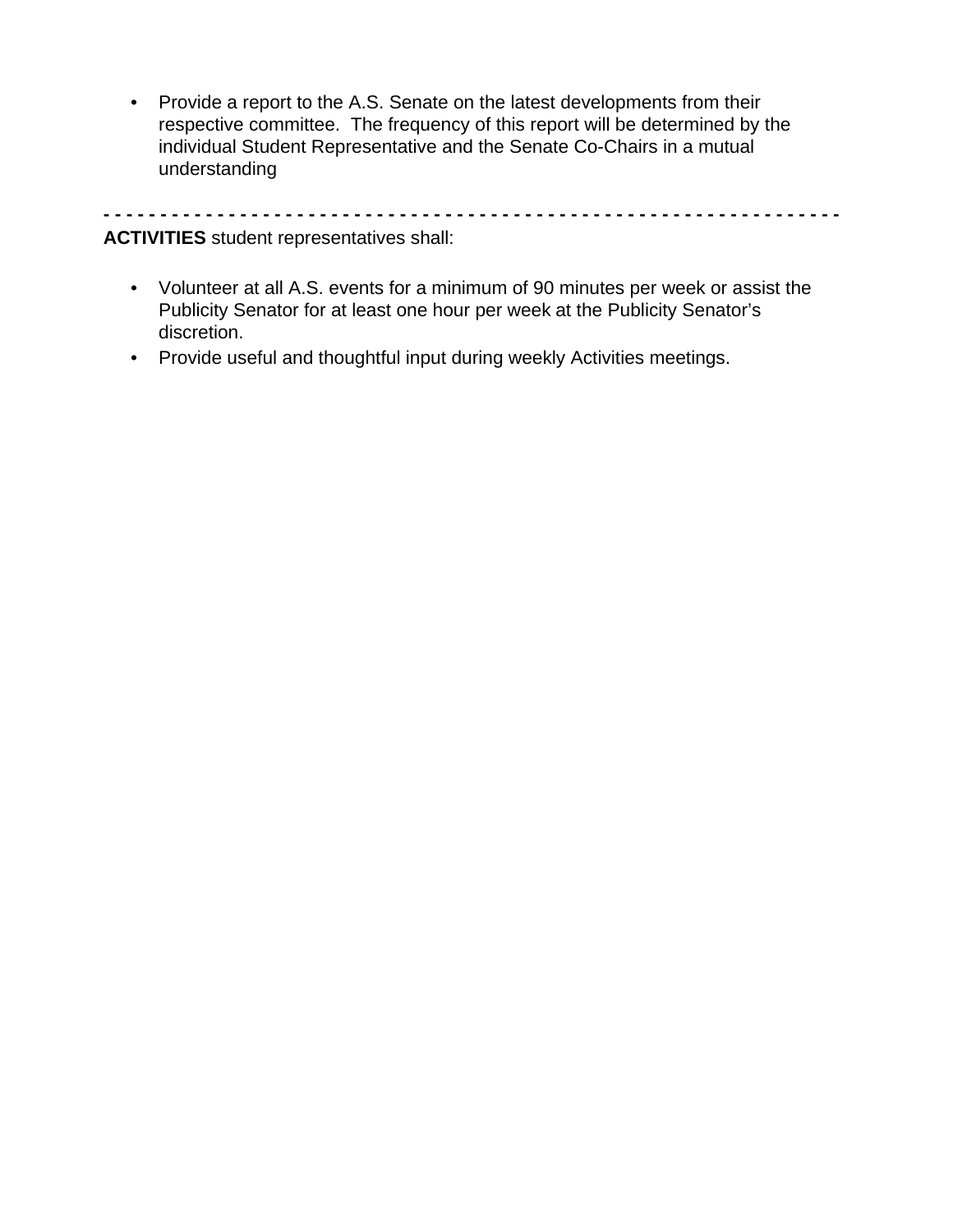- Provide a report to the A.S. Senate on the latest developments from their respective committee.  The frequency of this report will be determined by the individual Student Representative and the Senate Co-Chairs in a mutual understanding

**- - - - - - - - - - - - - - - - - - - - - - - - - - - - - - - - - - - - - - - - - - - - - - - - - - - - - - - - - - - - - - - - -**

**ACTIVITIES** student representatives shall:

- Volunteer at all A.S. events for a minimum of 90 minutes per week or assist the Publicity Senator for at least one hour per week at the Publicity Senator's discretion.
- Provide useful and thoughtful input during weekly Activities meetings.